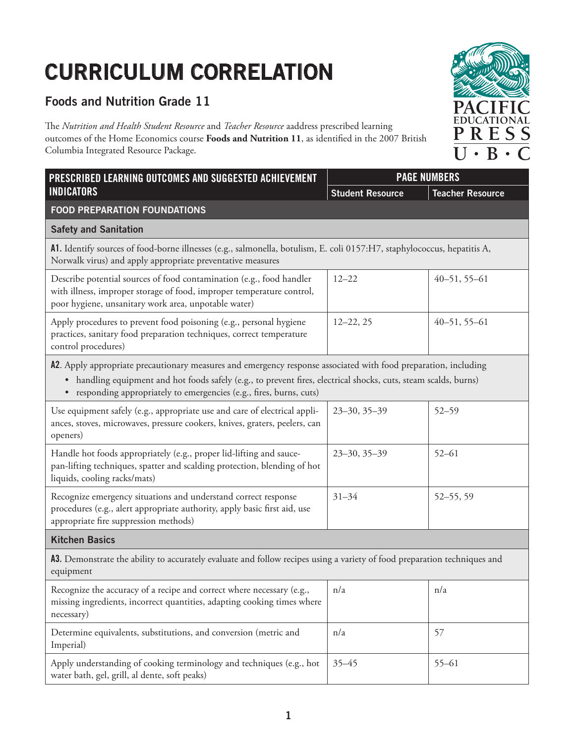# CURRICULUM CORRELATION

## Foods and Nutrition Grade 11

The *Nutrition and Health Student Resource* and *Teacher Resource* aaddress prescribed learning outcomes of the Home Economics course **Foods and Nutrition 11**, as identified in the 2007 British Columbia Integrated Resource Package.

| PRESCRIBED LEARNING OUTCOMES AND SUGGESTED ACHIEVEMENT INDICATORS | PAGE NUMBERS | |
|---|---|---|
| | Student Resource | Teacher Resource |
| **FOOD PREPARATION FOUNDATIONS** | | |
| **Safety and Sanitation** | | |
| **A1.** Identify sources of food-borne illnesses (e.g., salmonella, botulism, E. coli 0157:H7, staphylococcus, hepatitis A, Norwalk virus) and apply appropriate preventative measures | | |
| Describe potential sources of food contamination (e.g., food handler with illness, improper storage of food, improper temperature control, poor hygiene, unsanitary work area, unpotable water) | 12–22 | 40–51, 55–61 |
| Apply procedures to prevent food poisoning (e.g., personal hygiene practices, sanitary food preparation techniques, correct temperature control procedures) | 12–22, 25 | 40–51, 55–61 |
| **A2**. Apply appropriate precautionary measures and emergency response associated with food preparation, including<br>• handling equipment and hot foods safely (e.g., to prevent fires, electrical shocks, cuts, steam scalds, burns)<br>• responding appropriately to emergencies (e.g., fires, burns, cuts) | | |
| Use equipment safely (e.g., appropriate use and care of electrical appliances, stoves, microwaves, pressure cookers, knives, graters, peelers, can openers) | 23–30, 35–39 | 52–59 |
| Handle hot foods appropriately (e.g., proper lid-lifting and saucepan-lifting techniques, spatter and scalding protection, blending of hot liquids, cooling racks/mats) | 23–30, 35–39 | 52–61 |
| Recognize emergency situations and understand correct response procedures (e.g., alert appropriate authority, apply basic first aid, use appropriate fire suppression methods) | 31–34 | 52–55, 59 |
| **Kitchen Basics** | | |
| **A3.** Demonstrate the ability to accurately evaluate and follow recipes using a variety of food preparation techniques and equipment | | |
| Recognize the accuracy of a recipe and correct where necessary (e.g., missing ingredients, incorrect quantities, adapting cooking times where necessary) | n/a | n/a |
| Determine equivalents, substitutions, and conversion (metric and Imperial) | n/a | 57 |
| Apply understanding of cooking terminology and techniques (e.g., hot water bath, gel, grill, al dente, soft peaks) | 35–45 | 55–61 |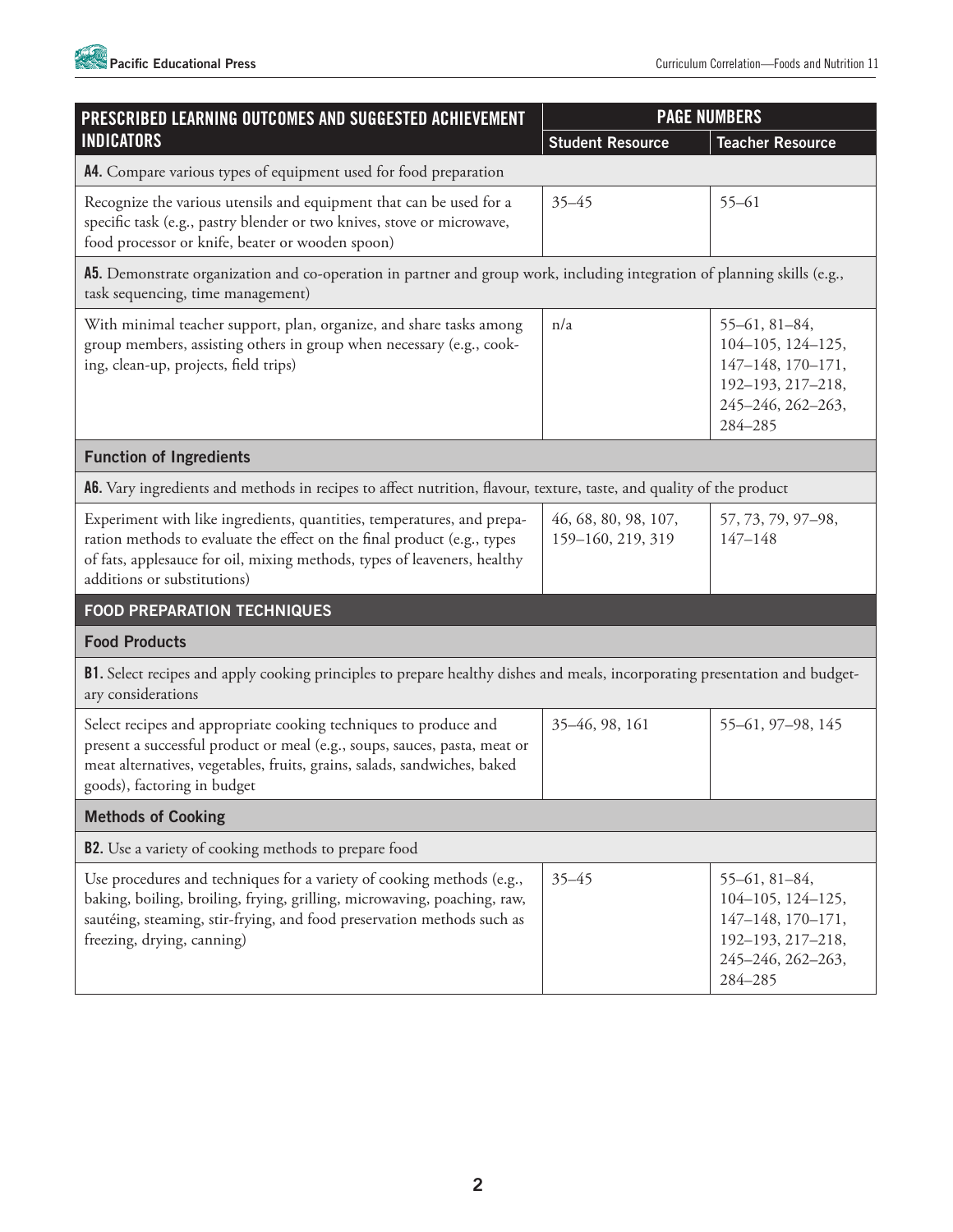| PRESCRIBED LEARNING OUTCOMES AND SUGGESTED ACHIEVEMENT INDICATORS | PAGE NUMBERS | |
|---|---|---|
| | Student Resource | Teacher Resource |
| **A4.** Compare various types of equipment used for food preparation | | |
| Recognize the various utensils and equipment that can be used for a specific task (e.g., pastry blender or two knives, stove or microwave, food processor or knife, beater or wooden spoon) | 35–45 | 55–61 |
| **A5.** Demonstrate organization and co-operation in partner and group work, including integration of planning skills (e.g., task sequencing, time management) | | |
| With minimal teacher support, plan, organize, and share tasks among group members, assisting others in group when necessary (e.g., cooking, clean-up, projects, field trips) | n/a | 55–61, 81–84, 104–105, 124–125, 147–148, 170–171, 192–193, 217–218, 245–246, 262–263, 284–285 |
| **Function of Ingredients** | | |
| **A6.** Vary ingredients and methods in recipes to affect nutrition, flavour, texture, taste, and quality of the product | | |
| Experiment with like ingredients, quantities, temperatures, and preparation methods to evaluate the effect on the final product (e.g., types of fats, applesauce for oil, mixing methods, types of leaveners, healthy additions or substitutions) | 46, 68, 80, 98, 107, 159–160, 219, 319 | 57, 73, 79, 97–98, 147–148 |
| **FOOD PREPARATION TECHNIQUES** | | |
| **Food Products** | | |
| **B1.** Select recipes and apply cooking principles to prepare healthy dishes and meals, incorporating presentation and budgetary considerations | | |
| Select recipes and appropriate cooking techniques to produce and present a successful product or meal (e.g., soups, sauces, pasta, meat or meat alternatives, vegetables, fruits, grains, salads, sandwiches, baked goods), factoring in budget | 35–46, 98, 161 | 55–61, 97–98, 145 |
| **Methods of Cooking** | | |
| **B2.** Use a variety of cooking methods to prepare food | | |
| Use procedures and techniques for a variety of cooking methods (e.g., baking, boiling, broiling, frying, grilling, microwaving, poaching, raw, sautéing, steaming, stir-frying, and food preservation methods such as freezing, drying, canning) | 35–45 | 55–61, 81–84, 104–105, 124–125, 147–148, 170–171, 192–193, 217–218, 245–246, 262–263, 284–285 |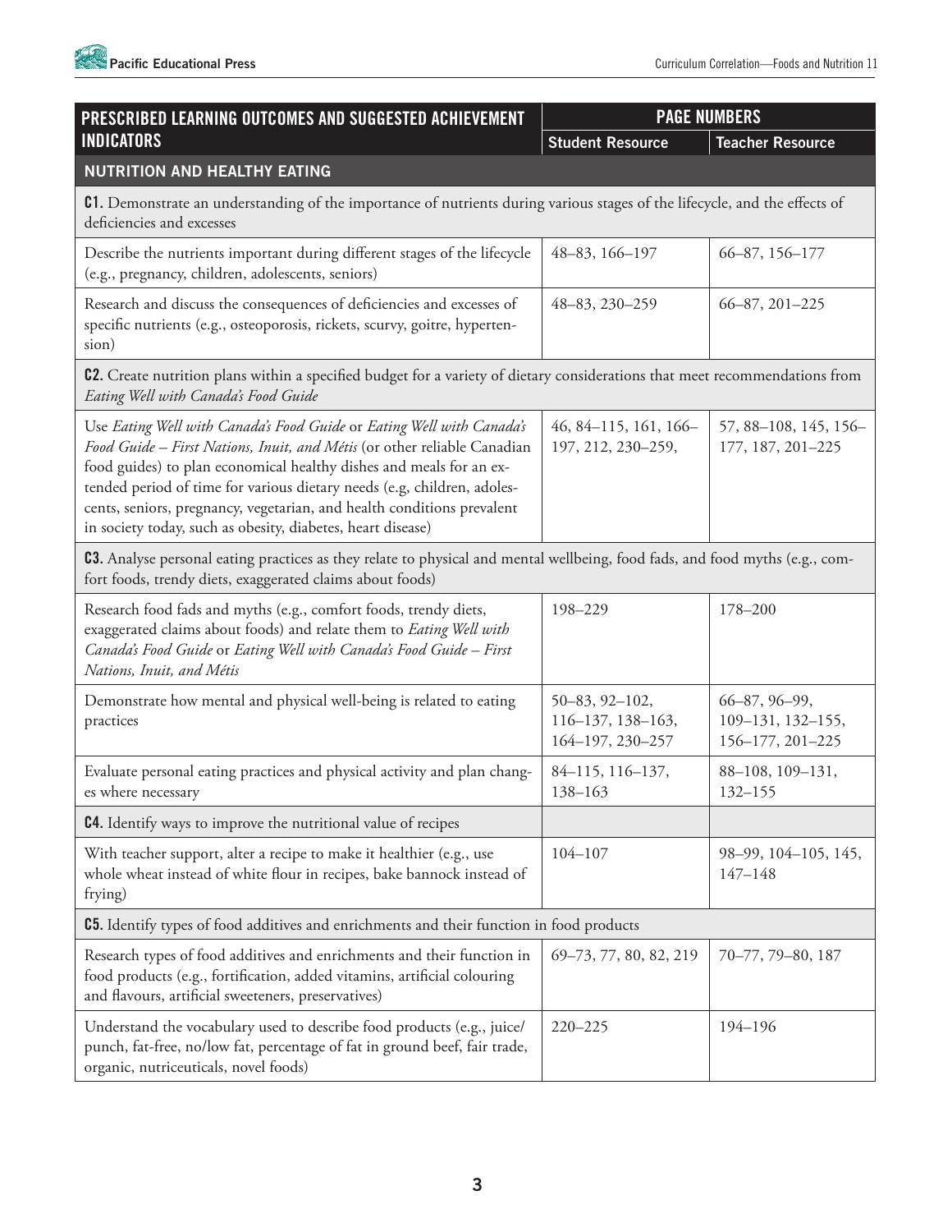| PRESCRIBED LEARNING OUTCOMES AND SUGGESTED ACHIEVEMENT INDICATORS | PAGE NUMBERS | |
|---|---|---|
| | Student Resource | Teacher Resource |
| **NUTRITION AND HEALTHY EATING** | | |
| **C1.** Demonstrate an understanding of the importance of nutrients during various stages of the lifecycle, and the effects of deficiencies and excesses | | |
| Describe the nutrients important during different stages of the lifecycle (e.g., pregnancy, children, adolescents, seniors) | 48–83, 166–197 | 66–87, 156–177 |
| Research and discuss the consequences of deficiencies and excesses of specific nutrients (e.g., osteoporosis, rickets, scurvy, goitre, hypertension) | 48–83, 230–259 | 66–87, 201–225 |
| **C2.** Create nutrition plans within a specified budget for a variety of dietary considerations that meet recommendations from *Eating Well with Canada's Food Guide* | | |
| Use *Eating Well with Canada's Food Guide* or *Eating Well with Canada's Food Guide – First Nations, Inuit, and Métis* (or other reliable Canadian food guides) to plan economical healthy dishes and meals for an extended period of time for various dietary needs (e.g, children, adolescents, seniors, pregnancy, vegetarian, and health conditions prevalent in society today, such as obesity, diabetes, heart disease) | 46, 84–115, 161, 166–197, 212, 230–259, | 57, 88–108, 145, 156–177, 187, 201–225 |
| **C3.** Analyse personal eating practices as they relate to physical and mental wellbeing, food fads, and food myths (e.g., comfort foods, trendy diets, exaggerated claims about foods) | | |
| Research food fads and myths (e.g., comfort foods, trendy diets, exaggerated claims about foods) and relate them to *Eating Well with Canada's Food Guide* or *Eating Well with Canada's Food Guide – First Nations, Inuit, and Métis* | 198–229 | 178–200 |
| Demonstrate how mental and physical well-being is related to eating practices | 50–83, 92–102, 116–137, 138–163, 164–197, 230–257 | 66–87, 96–99, 109–131, 132–155, 156–177, 201–225 |
| Evaluate personal eating practices and physical activity and plan changes where necessary | 84–115, 116–137, 138–163 | 88–108, 109–131, 132–155 |
| **C4.** Identify ways to improve the nutritional value of recipes | | |
| With teacher support, alter a recipe to make it healthier (e.g., use whole wheat instead of white flour in recipes, bake bannock instead of frying) | 104–107 | 98–99, 104–105, 145, 147–148 |
| **C5.** Identify types of food additives and enrichments and their function in food products | | |
| Research types of food additives and enrichments and their function in food products (e.g., fortification, added vitamins, artificial colouring and flavours, artificial sweeteners, preservatives) | 69–73, 77, 80, 82, 219 | 70–77, 79–80, 187 |
| Understand the vocabulary used to describe food products (e.g., juice/punch, fat-free, no/low fat, percentage of fat in ground beef, fair trade, organic, nutriceuticals, novel foods) | 220–225 | 194–196 |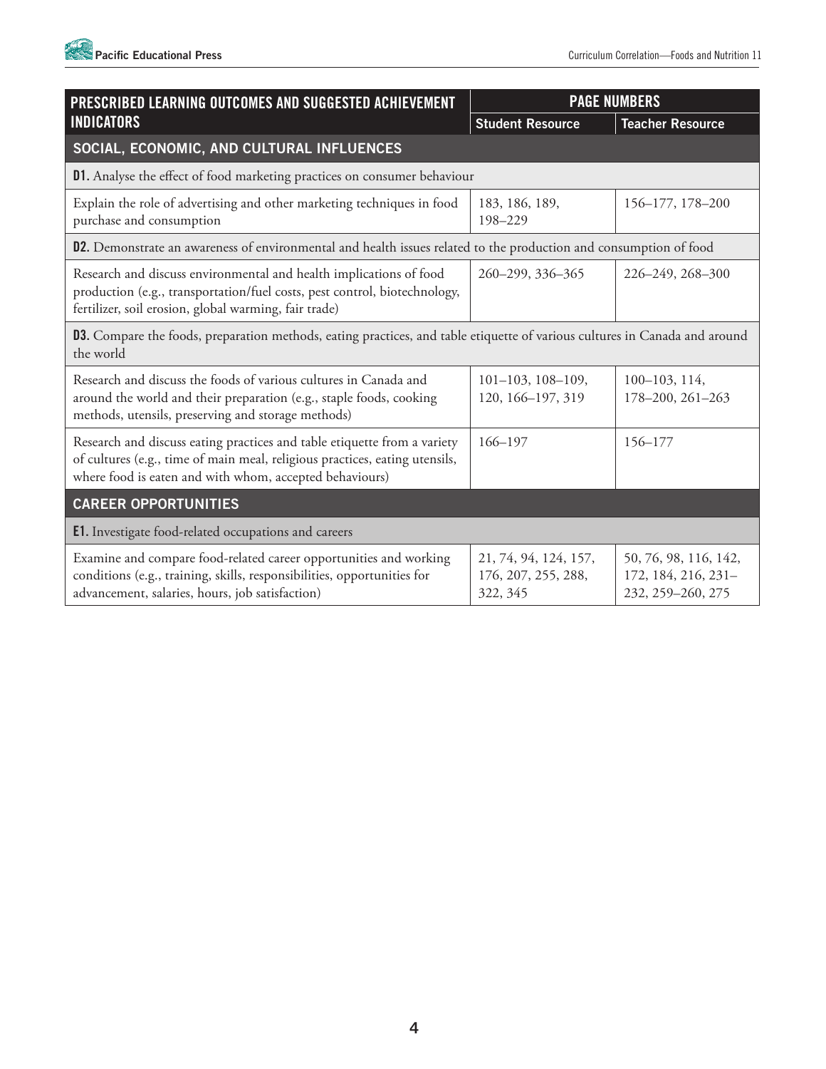| PRESCRIBED LEARNING OUTCOMES AND SUGGESTED ACHIEVEMENT INDICATORS | PAGE NUMBERS | |
|---|---|---|
| | Student Resource | Teacher Resource |
| **SOCIAL, ECONOMIC, AND CULTURAL INFLUENCES** | | |
| **D1.** Analyse the effect of food marketing practices on consumer behaviour | | |
| Explain the role of advertising and other marketing techniques in food purchase and consumption | 183, 186, 189, 198–229 | 156–177, 178–200 |
| **D2.** Demonstrate an awareness of environmental and health issues related to the production and consumption of food | | |
| Research and discuss environmental and health implications of food production (e.g., transportation/fuel costs, pest control, biotechnology, fertilizer, soil erosion, global warming, fair trade) | 260–299, 336–365 | 226–249, 268–300 |
| **D3.** Compare the foods, preparation methods, eating practices, and table etiquette of various cultures in Canada and around the world | | |
| Research and discuss the foods of various cultures in Canada and around the world and their preparation (e.g., staple foods, cooking methods, utensils, preserving and storage methods) | 101–103, 108–109, 120, 166–197, 319 | 100–103, 114, 178–200, 261–263 |
| Research and discuss eating practices and table etiquette from a variety of cultures (e.g., time of main meal, religious practices, eating utensils, where food is eaten and with whom, accepted behaviours) | 166–197 | 156–177 |
| **CAREER OPPORTUNITIES** | | |
| **E1.** Investigate food-related occupations and careers | | |
| Examine and compare food-related career opportunities and working conditions (e.g., training, skills, responsibilities, opportunities for advancement, salaries, hours, job satisfaction) | 21, 74, 94, 124, 157, 176, 207, 255, 288, 322, 345 | 50, 76, 98, 116, 142, 172, 184, 216, 231–232, 259–260, 275 |